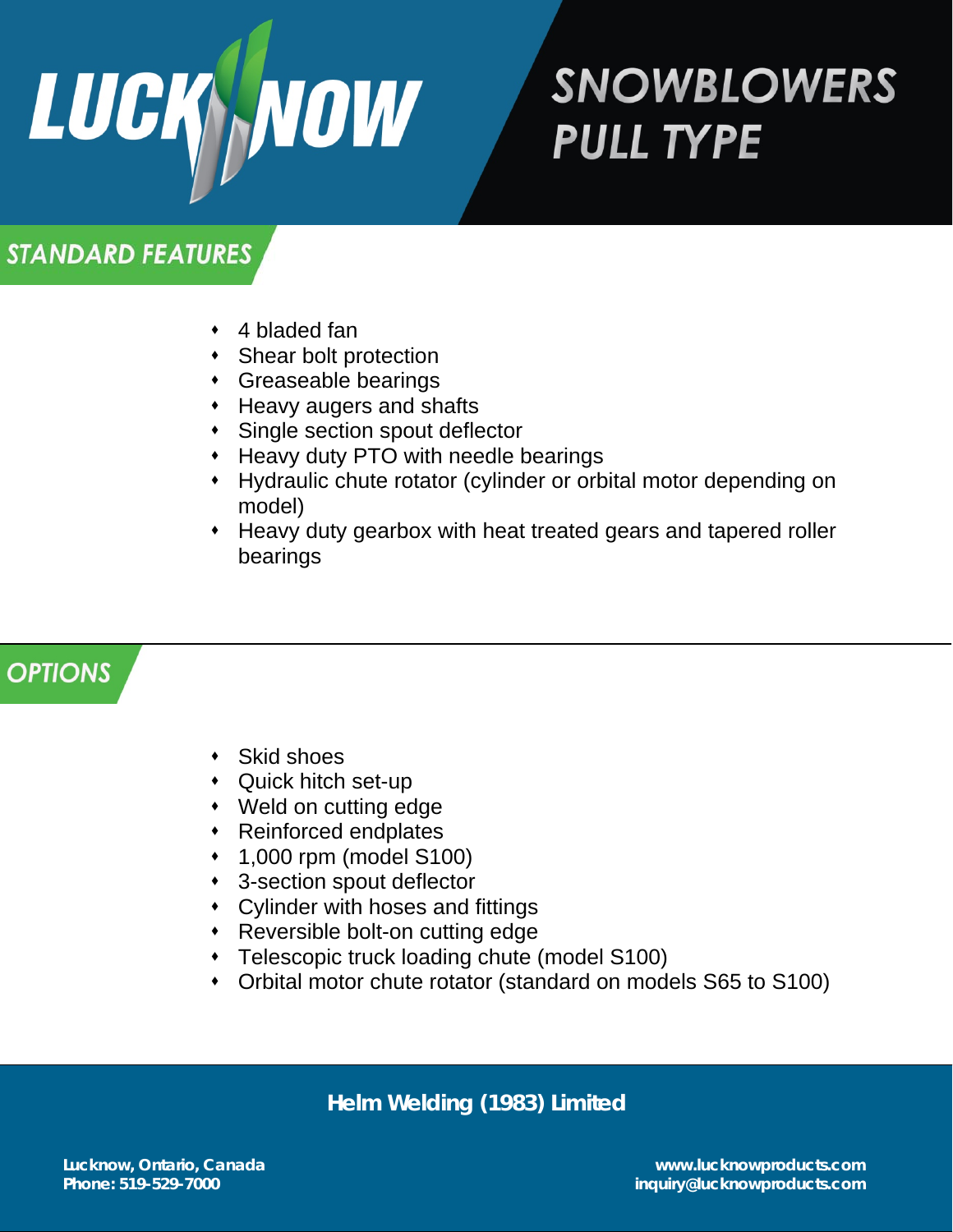LUCKNOW

# SNOWBLOWERS PULL TYPE

## STANDARD FEATURES

- 4 bladed fan
- Shear bolt protection
- Greaseable bearings
- Heavy augers and shafts
- Single section spout deflector
- Heavy duty PTO with needle bearings
- Hydraulic chute rotator (cylinder or orbital motor depending on model)
- Heavy duty gearbox with heat treated gears and tapered roller bearings

## OPTIONS

- Skid shoes
- Quick hitch set-up
- Weld on cutting edge
- Reinforced endplates
- 1,000 rpm (model S100)
- 3-section spout deflector
- Cylinder with hoses and fittings
- Reversible bolt-on cutting edge
- Telescopic truck loading chute (model S100)
- Orbital motor chute rotator (standard on models S65 to S100)

**Helm Welding (1983) Limited**

**Lucknow, Ontario, Canada**
**Phone: 519-529-7000**

**www.lucknowproducts.com**
**inquiry@lucknowproducts.com**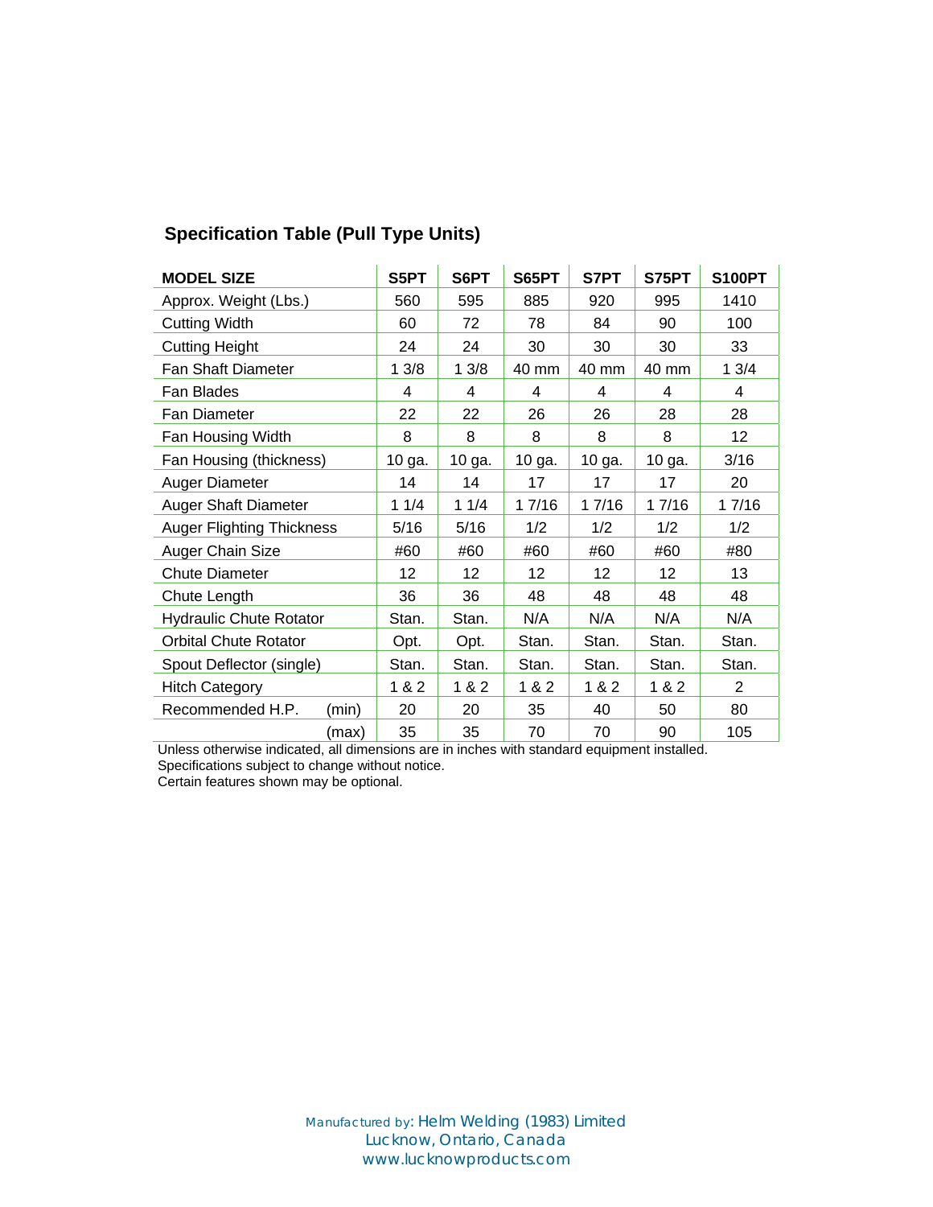## Specification Table (Pull Type Units)

| MODEL SIZE | S5PT | S6PT | S65PT | S7PT | S75PT | S100PT |
|---|---|---|---|---|---|---|
| Approx. Weight (Lbs.) | 560 | 595 | 885 | 920 | 995 | 1410 |
| Cutting Width | 60 | 72 | 78 | 84 | 90 | 100 |
| Cutting Height | 24 | 24 | 30 | 30 | 30 | 33 |
| Fan Shaft Diameter | 1 3/8 | 1 3/8 | 40 mm | 40 mm | 40 mm | 1 3/4 |
| Fan Blades | 4 | 4 | 4 | 4 | 4 | 4 |
| Fan Diameter | 22 | 22 | 26 | 26 | 28 | 28 |
| Fan Housing Width | 8 | 8 | 8 | 8 | 8 | 12 |
| Fan Housing (thickness) | 10 ga. | 10 ga. | 10 ga. | 10 ga. | 10 ga. | 3/16 |
| Auger Diameter | 14 | 14 | 17 | 17 | 17 | 20 |
| Auger Shaft Diameter | 1 1/4 | 1 1/4 | 1 7/16 | 1 7/16 | 1 7/16 | 1 7/16 |
| Auger Flighting Thickness | 5/16 | 5/16 | 1/2 | 1/2 | 1/2 | 1/2 |
| Auger Chain Size | #60 | #60 | #60 | #60 | #60 | #80 |
| Chute Diameter | 12 | 12 | 12 | 12 | 12 | 13 |
| Chute Length | 36 | 36 | 48 | 48 | 48 | 48 |
| Hydraulic Chute Rotator | Stan. | Stan. | N/A | N/A | N/A | N/A |
| Orbital Chute Rotator | Opt. | Opt. | Stan. | Stan. | Stan. | Stan. |
| Spout Deflector (single) | Stan. | Stan. | Stan. | Stan. | Stan. | Stan. |
| Hitch Category | 1 & 2 | 1 & 2 | 1 & 2 | 1 & 2 | 1 & 2 | 2 |
| Recommended H.P. (min) | 20 | 20 | 35 | 40 | 50 | 80 |
| (max) | 35 | 35 | 70 | 70 | 90 | 105 |

Unless otherwise indicated, all dimensions are in inches with standard equipment installed.
Specifications subject to change without notice.
Certain features shown may be optional.

Manufactured by: Helm Welding (1983) Limited
Lucknow, Ontario, Canada
www.lucknowproducts.com